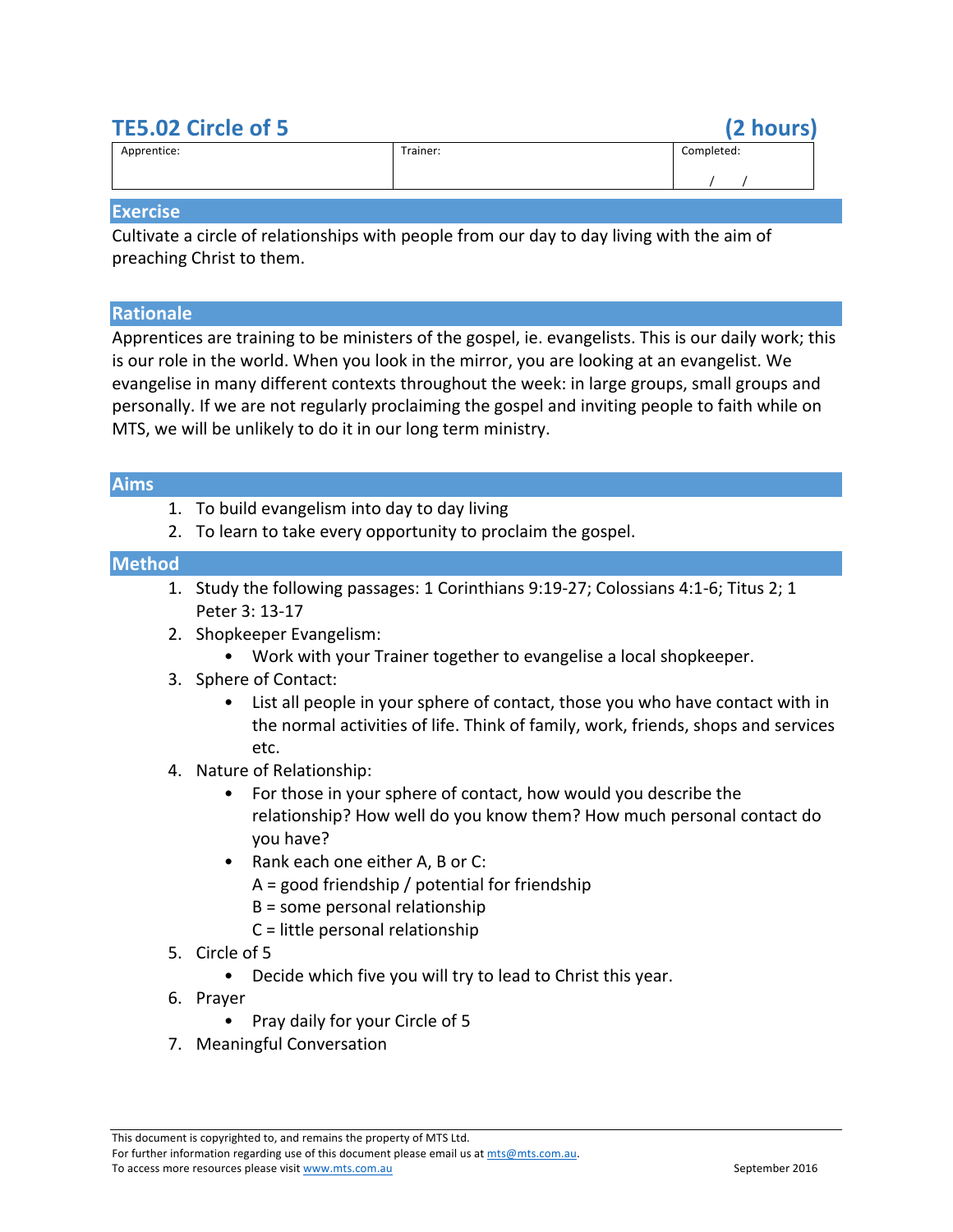# TE5.02 Circle of 5 (2 hours)

| Apprentice: | Trainer: | Completed: |
|---|---|---|
| | | / / |

## Exercise

Cultivate a circle of relationships with people from our day to day living with the aim of preaching Christ to them.

## Rationale

Apprentices are training to be ministers of the gospel, ie. evangelists. This is our daily work; this is our role in the world. When you look in the mirror, you are looking at an evangelist. We evangelise in many different contexts throughout the week: in large groups, small groups and personally. If we are not regularly proclaiming the gospel and inviting people to faith while on MTS, we will be unlikely to do it in our long term ministry.

## Aims

1. To build evangelism into day to day living
2. To learn to take every opportunity to proclaim the gospel.

## Method

1. Study the following passages: 1 Corinthians 9:19-27; Colossians 4:1-6; Titus 2; 1 Peter 3: 13-17
2. Shopkeeper Evangelism:
   - Work with your Trainer together to evangelise a local shopkeeper.
3. Sphere of Contact:
   - List all people in your sphere of contact, those you who have contact with in the normal activities of life. Think of family, work, friends, shops and services etc.
4. Nature of Relationship:
   - For those in your sphere of contact, how would you describe the relationship? How well do you know them? How much personal contact do you have?
   - Rank each one either A, B or C:
     A = good friendship / potential for friendship
     B = some personal relationship
     C = little personal relationship
5. Circle of 5
   - Decide which five you will try to lead to Christ this year.
6. Prayer
   - Pray daily for your Circle of 5
7. Meaningful Conversation

This document is copyrighted to, and remains the property of MTS Ltd.
For further information regarding use of this document please email us at mts@mts.com.au.
To access more resources please visit www.mts.com.au

September 2016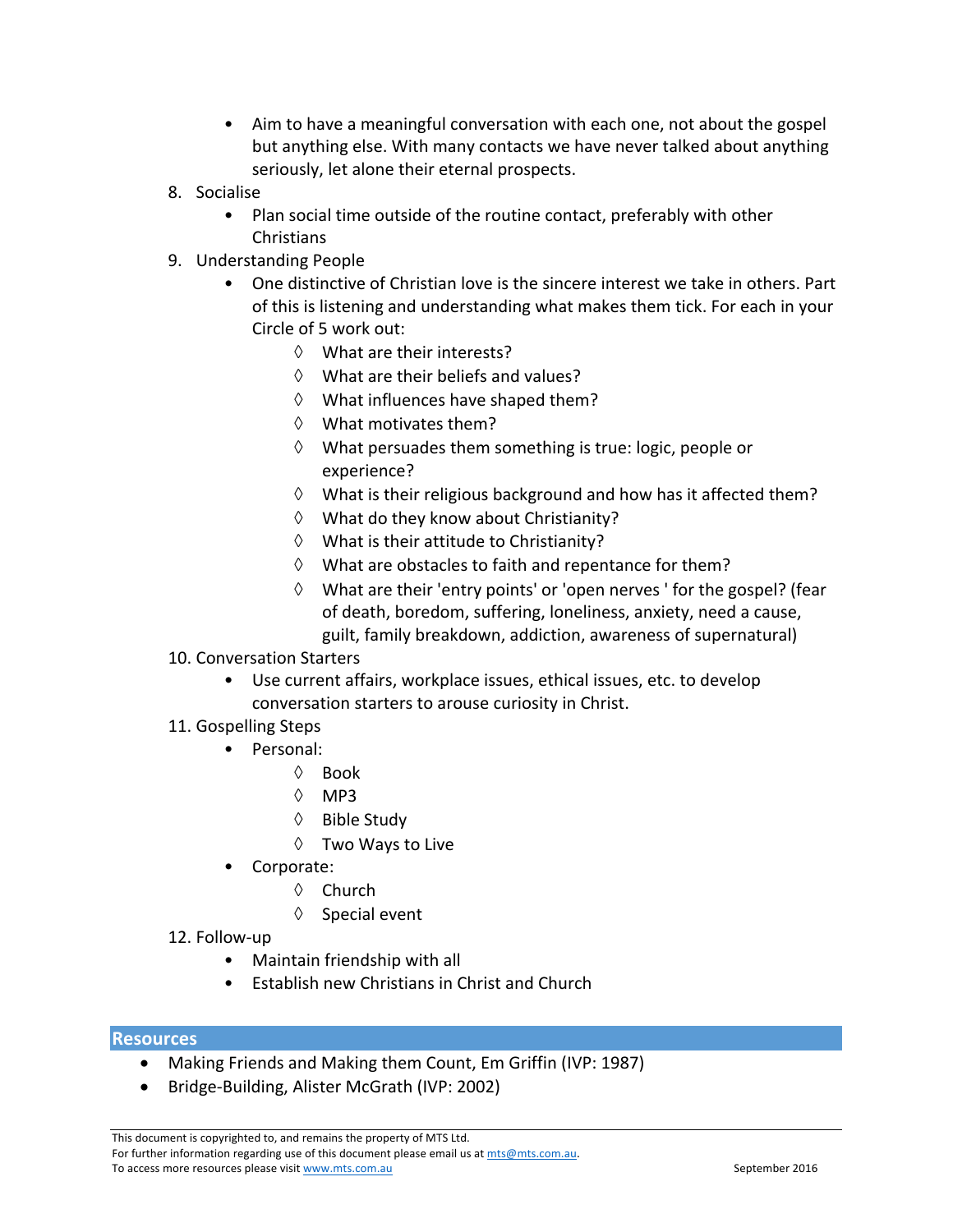- Aim to have a meaningful conversation with each one, not about the gospel but anything else. With many contacts we have never talked about anything seriously, let alone their eternal prospects.

8. Socialise
   - Plan social time outside of the routine contact, preferably with other Christians
9. Understanding People
   - One distinctive of Christian love is the sincere interest we take in others. Part of this is listening and understanding what makes them tick. For each in your Circle of 5 work out:
     - ◊ What are their interests?
     - ◊ What are their beliefs and values?
     - ◊ What influences have shaped them?
     - ◊ What motivates them?
     - ◊ What persuades them something is true: logic, people or experience?
     - ◊ What is their religious background and how has it affected them?
     - ◊ What do they know about Christianity?
     - ◊ What is their attitude to Christianity?
     - ◊ What are obstacles to faith and repentance for them?
     - ◊ What are their 'entry points' or 'open nerves ' for the gospel? (fear of death, boredom, suffering, loneliness, anxiety, need a cause, guilt, family breakdown, addiction, awareness of supernatural)
10. Conversation Starters
    - Use current affairs, workplace issues, ethical issues, etc. to develop conversation starters to arouse curiosity in Christ.
11. Gospelling Steps
    - Personal:
      - ◊ Book
      - ◊ MP3
      - ◊ Bible Study
      - ◊ Two Ways to Live
    - Corporate:
      - ◊ Church
      - ◊ Special event
12. Follow-up
    - Maintain friendship with all
    - Establish new Christians in Christ and Church

## Resources

- Making Friends and Making them Count, Em Griffin (IVP: 1987)
- Bridge-Building, Alister McGrath (IVP: 2002)

This document is copyrighted to, and remains the property of MTS Ltd.
For further information regarding use of this document please email us at mts@mts.com.au.
To access more resources please visit www.mts.com.au

September 2016